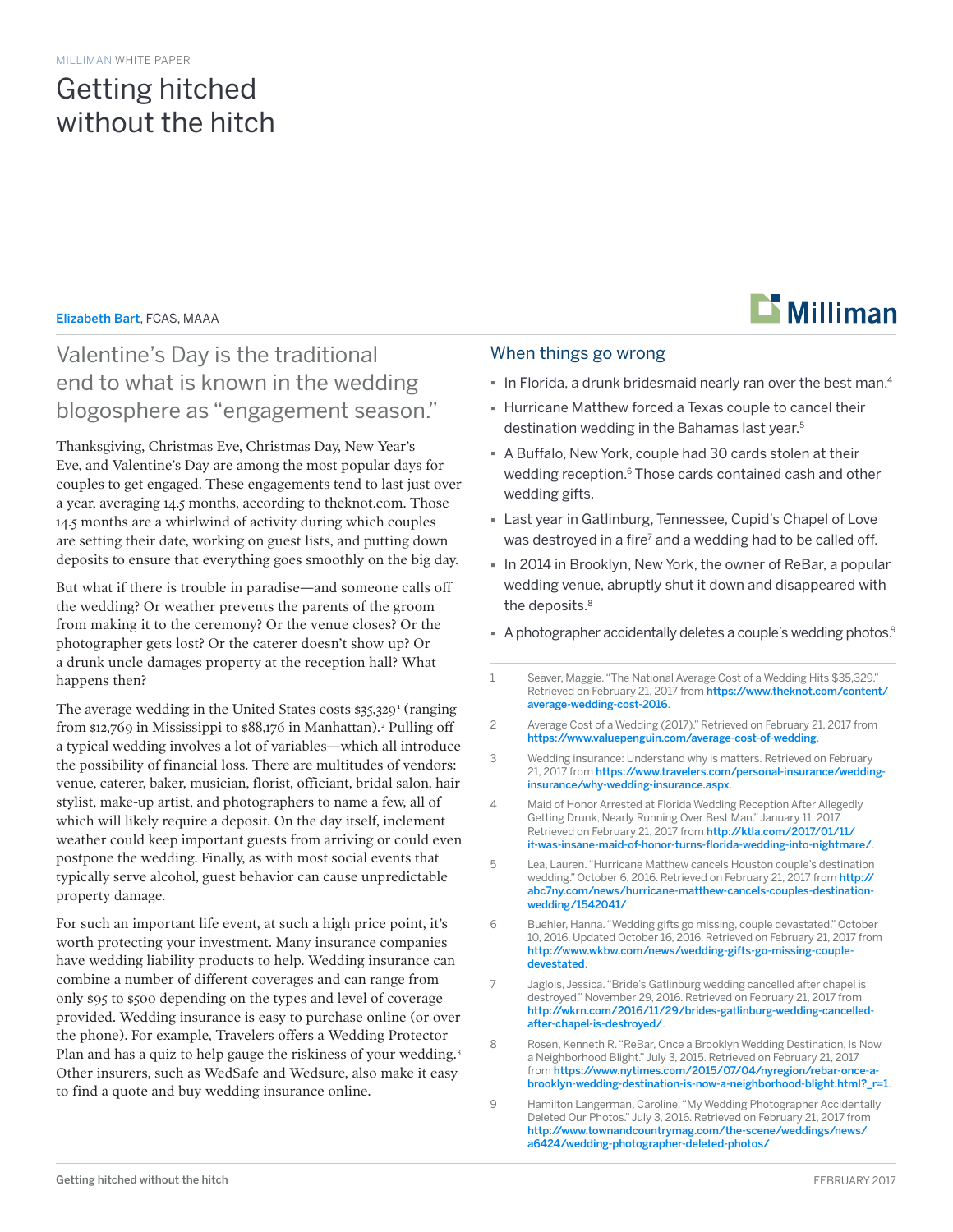MILLIMAN WHITE PAPER

# Getting hitched without the hitch

Elizabeth Bart, FCAS, MAAA

## Valentine's Day is the traditional end to what is known in the wedding blogosphere as "engagement season."

Thanksgiving, Christmas Eve, Christmas Day, New Year's Eve, and Valentine's Day are among the most popular days for couples to get engaged. These engagements tend to last just over a year, averaging 14.5 months, according to theknot.com. Those 14.5 months are a whirlwind of activity during which couples are setting their date, working on guest lists, and putting down deposits to ensure that everything goes smoothly on the big day.

But what if there is trouble in paradise—and someone calls off the wedding? Or weather prevents the parents of the groom from making it to the ceremony? Or the venue closes? Or the photographer gets lost? Or the caterer doesn't show up? Or a drunk uncle damages property at the reception hall? What happens then?

The average wedding in the United States costs $35,329[1] (ranging from $12,769 in Mississippi to $88,176 in Manhattan).[2] Pulling off a typical wedding involves a lot of variables—which all introduce the possibility of financial loss. There are multitudes of vendors: venue, caterer, baker, musician, florist, officiant, bridal salon, hair stylist, make-up artist, and photographers to name a few, all of which will likely require a deposit. On the day itself, inclement weather could keep important guests from arriving or could even postpone the wedding. Finally, as with most social events that typically serve alcohol, guest behavior can cause unpredictable property damage.

For such an important life event, at such a high price point, it's worth protecting your investment. Many insurance companies have wedding liability products to help. Wedding insurance can combine a number of different coverages and can range from only $95 to $500 depending on the types and level of coverage provided. Wedding insurance is easy to purchase online (or over the phone). For example, Travelers offers a Wedding Protector Plan and has a quiz to help gauge the riskiness of your wedding.[3] Other insurers, such as WedSafe and Wedsure, also make it easy to find a quote and buy wedding insurance online.

## When things go wrong

- In Florida, a drunk bridesmaid nearly ran over the best man.[4]
- Hurricane Matthew forced a Texas couple to cancel their destination wedding in the Bahamas last year.[5]
- A Buffalo, New York, couple had 30 cards stolen at their wedding reception.[6] Those cards contained cash and other wedding gifts.
- Last year in Gatlinburg, Tennessee, Cupid's Chapel of Love was destroyed in a fire[7] and a wedding had to be called off.
- In 2014 in Brooklyn, New York, the owner of ReBar, a popular wedding venue, abruptly shut it down and disappeared with the deposits.[8]
- A photographer accidentally deletes a couple's wedding photos.[9]

---

1. Seaver, Maggie. "The National Average Cost of a Wedding Hits $35,329." Retrieved on February 21, 2017 from https://www.theknot.com/content/average-wedding-cost-2016.
2. Average Cost of a Wedding (2017)." Retrieved on February 21, 2017 from https://www.valuepenguin.com/average-cost-of-wedding.
3. Wedding insurance: Understand why is matters. Retrieved on February 21, 2017 from https://www.travelers.com/personal-insurance/wedding-insurance/why-wedding-insurance.aspx.
4. Maid of Honor Arrested at Florida Wedding Reception After Allegedly Getting Drunk, Nearly Running Over Best Man." January 11, 2017. Retrieved on February 21, 2017 from http://ktla.com/2017/01/11/it-was-insane-maid-of-honor-turns-florida-wedding-into-nightmare/.
5. Lea, Lauren. "Hurricane Matthew cancels Houston couple's destination wedding." October 6, 2016. Retrieved on February 21, 2017 from http://abc7ny.com/news/hurricane-matthew-cancels-couples-destination-wedding/1542041/.
6. Buehler, Hanna. "Wedding gifts go missing, couple devastated." October 10, 2016. Updated October 16, 2016. Retrieved on February 21, 2017 from http://www.wkbw.com/news/wedding-gifts-go-missing-couple-devastated.
7. Jaglois, Jessica. "Bride's Gatlinburg wedding cancelled after chapel is destroyed." November 29, 2016. Retrieved on February 21, 2017 from http://wkrn.com/2016/11/29/brides-gatlinburg-wedding-cancelled-after-chapel-is-destroyed/.
8. Rosen, Kenneth R. "ReBar, Once a Brooklyn Wedding Destination, Is Now a Neighborhood Blight." July 3, 2015. Retrieved on February 21, 2017 from https://www.nytimes.com/2015/07/04/nyregion/rebar-once-a-brooklyn-wedding-destination-is-now-a-neighborhood-blight.html?_r=1.
9. Hamilton Langerman, Caroline. "My Wedding Photographer Accidentally Deleted Our Photos." July 3, 2016. Retrieved on February 21, 2017 from http://www.townandcountrymag.com/the-scene/weddings/news/a6424/wedding-photographer-deleted-photos/.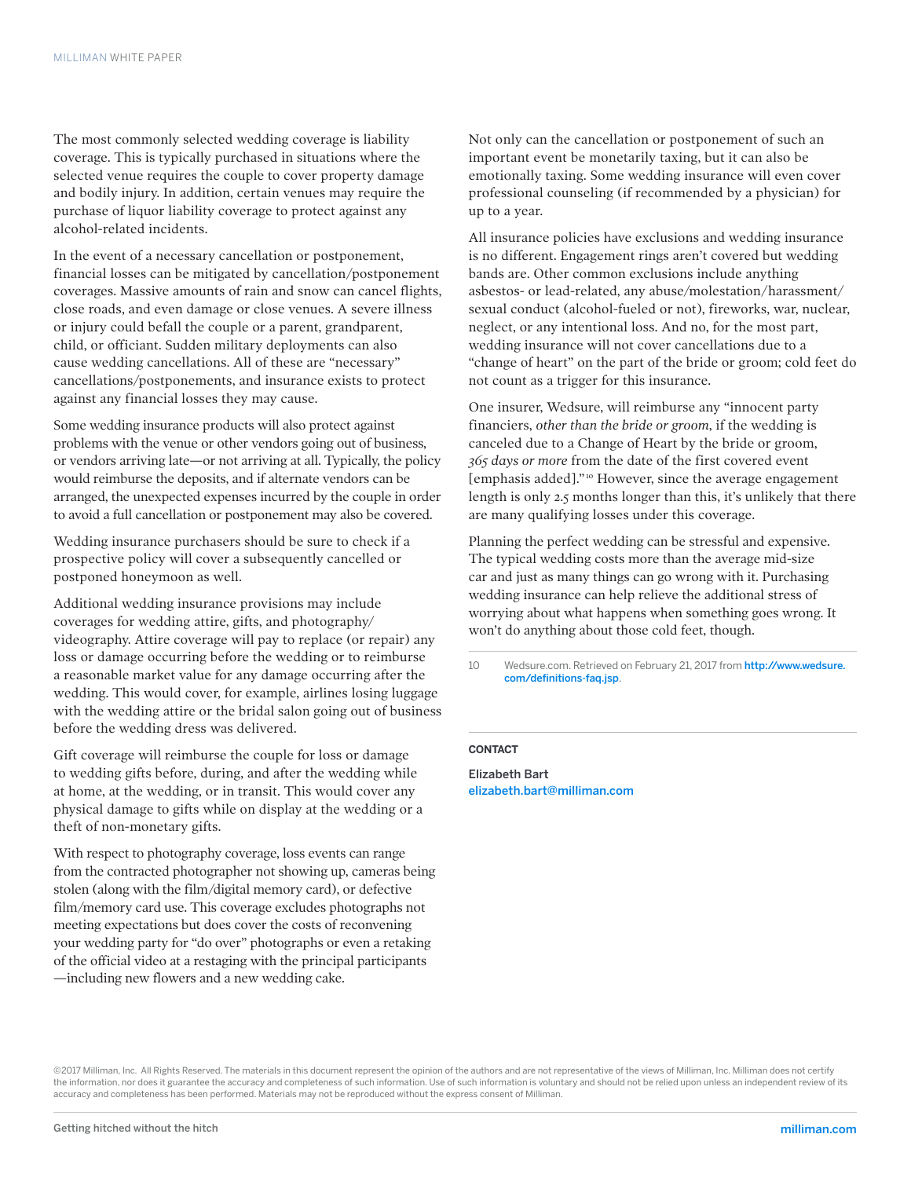The most commonly selected wedding coverage is liability coverage. This is typically purchased in situations where the selected venue requires the couple to cover property damage and bodily injury. In addition, certain venues may require the purchase of liquor liability coverage to protect against any alcohol-related incidents.

In the event of a necessary cancellation or postponement, financial losses can be mitigated by cancellation/postponement coverages. Massive amounts of rain and snow can cancel flights, close roads, and even damage or close venues. A severe illness or injury could befall the couple or a parent, grandparent, child, or officiant. Sudden military deployments can also cause wedding cancellations. All of these are "necessary" cancellations/postponements, and insurance exists to protect against any financial losses they may cause.

Some wedding insurance products will also protect against problems with the venue or other vendors going out of business, or vendors arriving late—or not arriving at all. Typically, the policy would reimburse the deposits, and if alternate vendors can be arranged, the unexpected expenses incurred by the couple in order to avoid a full cancellation or postponement may also be covered.

Wedding insurance purchasers should be sure to check if a prospective policy will cover a subsequently cancelled or postponed honeymoon as well.

Additional wedding insurance provisions may include coverages for wedding attire, gifts, and photography/videography. Attire coverage will pay to replace (or repair) any loss or damage occurring before the wedding or to reimburse a reasonable market value for any damage occurring after the wedding. This would cover, for example, airlines losing luggage with the wedding attire or the bridal salon going out of business before the wedding dress was delivered.

Gift coverage will reimburse the couple for loss or damage to wedding gifts before, during, and after the wedding while at home, at the wedding, or in transit. This would cover any physical damage to gifts while on display at the wedding or a theft of non-monetary gifts.

With respect to photography coverage, loss events can range from the contracted photographer not showing up, cameras being stolen (along with the film/digital memory card), or defective film/memory card use. This coverage excludes photographs not meeting expectations but does cover the costs of reconvening your wedding party for "do over" photographs or even a retaking of the official video at a restaging with the principal participants—including new flowers and a new wedding cake.

Not only can the cancellation or postponement of such an important event be monetarily taxing, but it can also be emotionally taxing. Some wedding insurance will even cover professional counseling (if recommended by a physician) for up to a year.

All insurance policies have exclusions and wedding insurance is no different. Engagement rings aren't covered but wedding bands are. Other common exclusions include anything asbestos- or lead-related, any abuse/molestation/harassment/sexual conduct (alcohol-fueled or not), fireworks, war, nuclear, neglect, or any intentional loss. And no, for the most part, wedding insurance will not cover cancellations due to a "change of heart" on the part of the bride or groom; cold feet do not count as a trigger for this insurance.

One insurer, Wedsure, will reimburse any "innocent party financiers, *other than the bride or groom*, if the wedding is canceled due to a Change of Heart by the bride or groom, *365 days or more* from the date of the first covered event [emphasis added]."[10] However, since the average engagement length is only 2.5 months longer than this, it's unlikely that there are many qualifying losses under this coverage.

Planning the perfect wedding can be stressful and expensive. The typical wedding costs more than the average mid-size car and just as many things can go wrong with it. Purchasing wedding insurance can help relieve the additional stress of worrying about what happens when something goes wrong. It won't do anything about those cold feet, though.

10 Wedsure.com. Retrieved on February 21, 2017 from **http://www.wedsure.com/definitions-faq.jsp**.

**CONTACT**

Elizabeth Bart
elizabeth.bart@milliman.com

©2017 Milliman, Inc. All Rights Reserved. The materials in this document represent the opinion of the authors and are not representative of the views of Milliman, Inc. Milliman does not certify the information, nor does it guarantee the accuracy and completeness of such information. Use of such information is voluntary and should not be relied upon unless an independent review of its accuracy and completeness has been performed. Materials may not be reproduced without the express consent of Milliman.